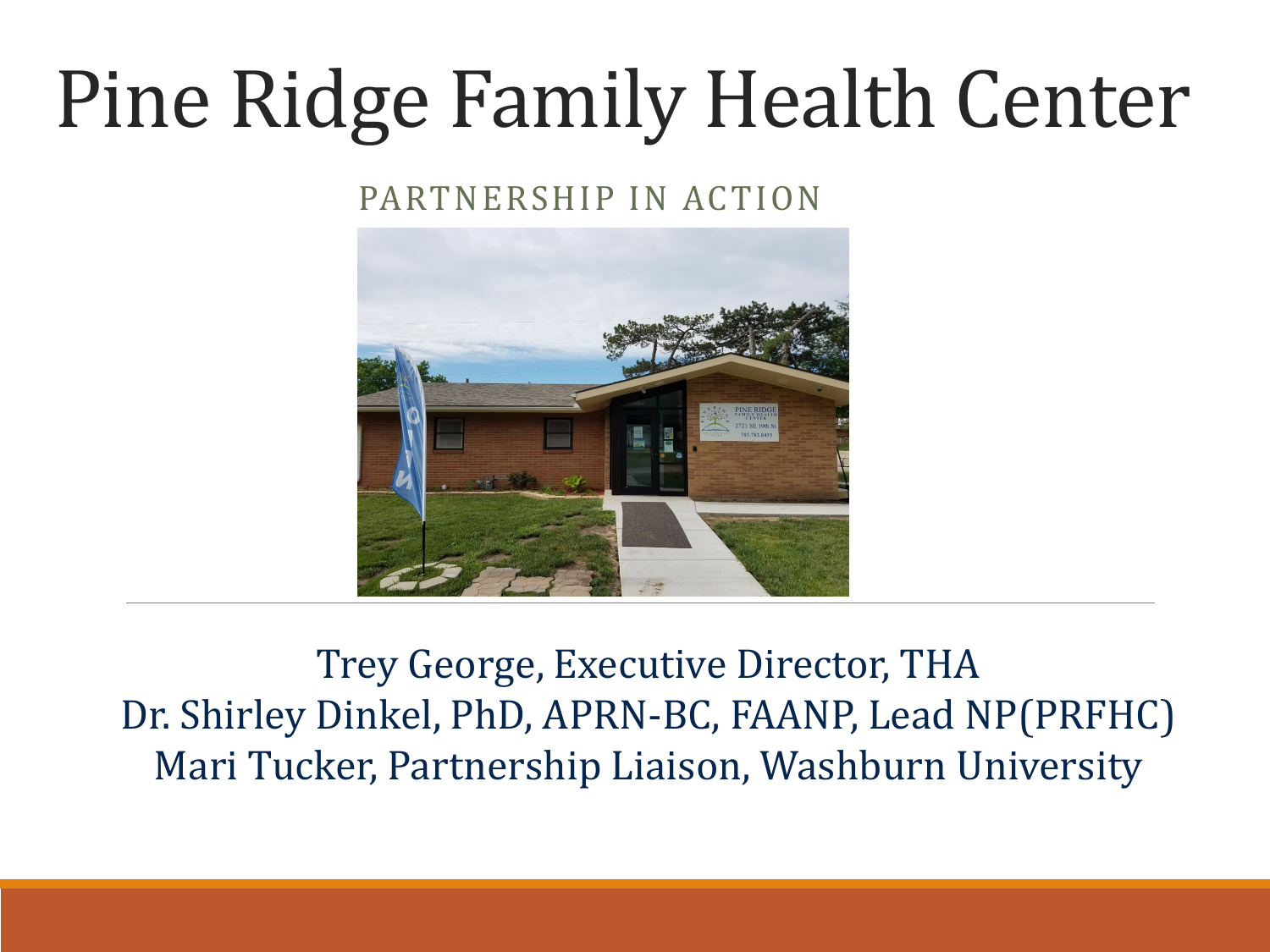# Pine Ridge Family Health Center

PARTNERSHIP IN ACTION

Trey George, Executive Director, THA
Dr. Shirley Dinkel, PhD, APRN-BC, FAANP, Lead NP(PRFHC)
Mari Tucker, Partnership Liaison, Washburn University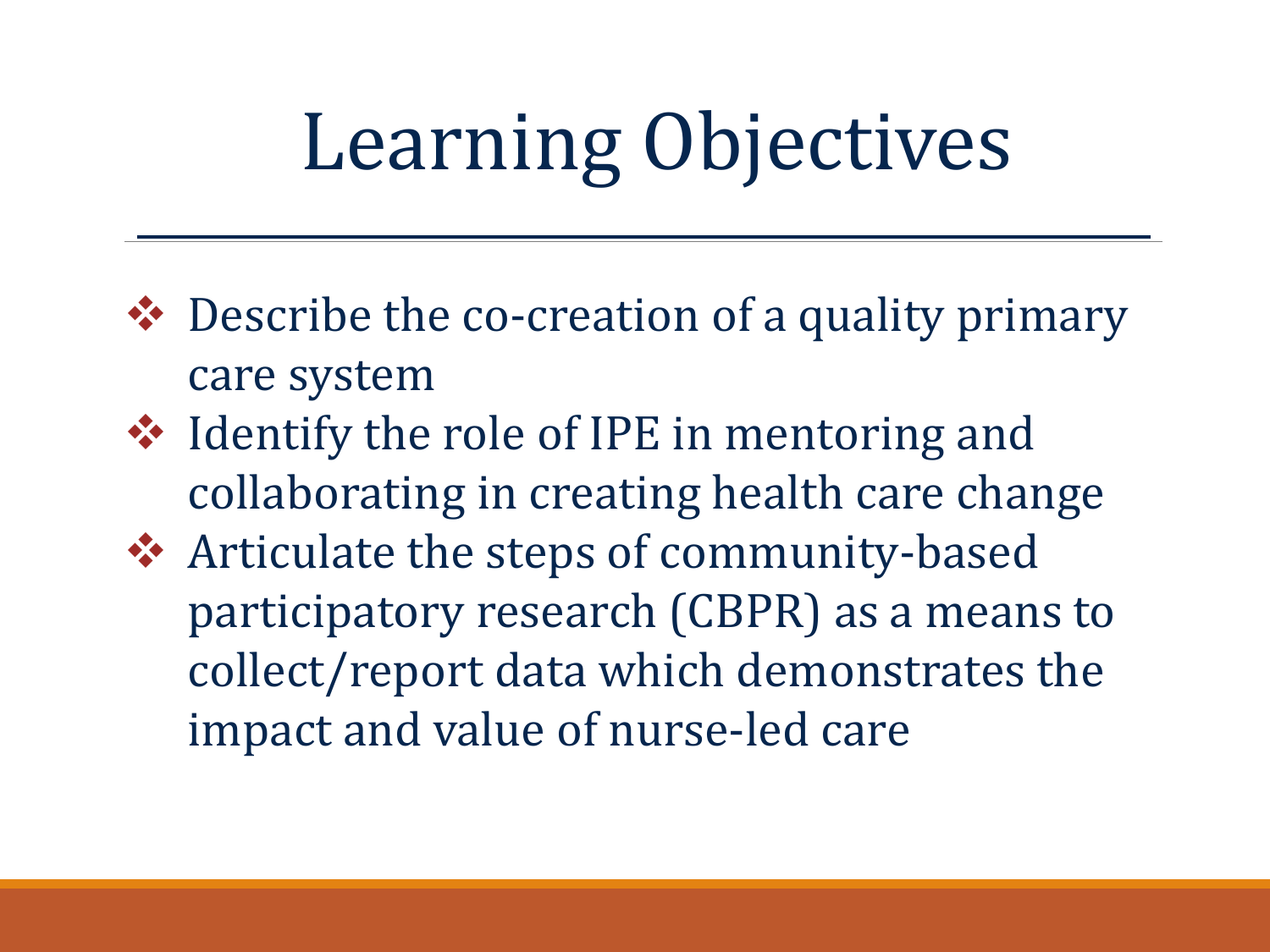# Learning Objectives

- Describe the co-creation of a quality primary care system
- Identify the role of IPE in mentoring and collaborating in creating health care change
- Articulate the steps of community-based participatory research (CBPR) as a means to collect/report data which demonstrates the impact and value of nurse-led care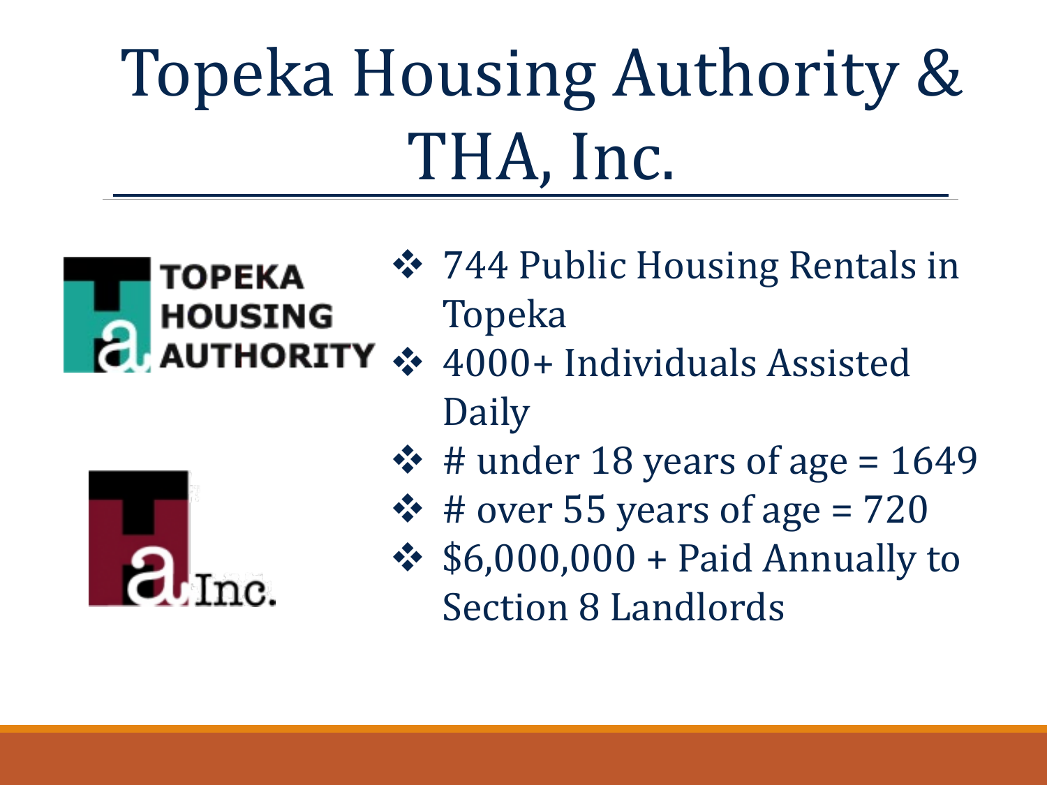# Topeka Housing Authority & THA, Inc.

- 744 Public Housing Rentals in Topeka
- 4000+ Individuals Assisted Daily
- # under 18 years of age = 1649
- # over 55 years of age = 720
- $6,000,000 + Paid Annually to Section 8 Landlords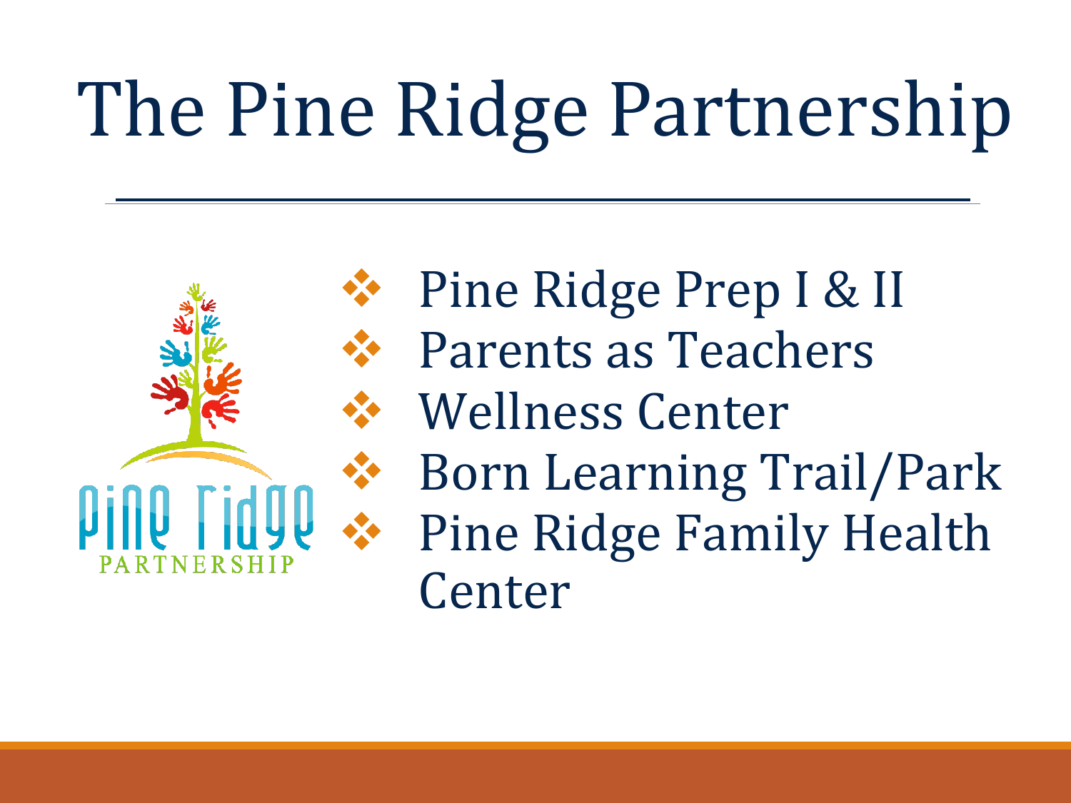# The Pine Ridge Partnership

- Pine Ridge Prep I & II
- Parents as Teachers
- Wellness Center
- Born Learning Trail/Park
- Pine Ridge Family Health Center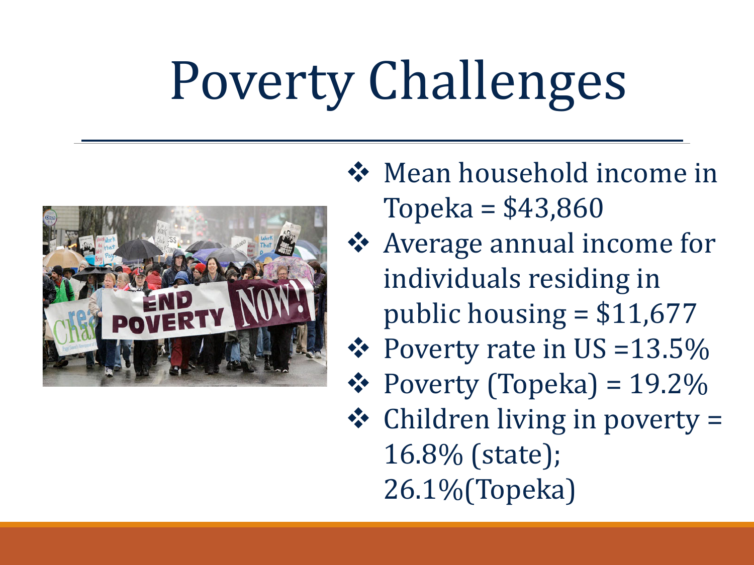# Poverty Challenges

- Mean household income in Topeka = $43,860
- Average annual income for individuals residing in public housing = $11,677
- Poverty rate in US =13.5%
- Poverty (Topeka) = 19.2%
- Children living in poverty = 16.8% (state); 26.1%(Topeka)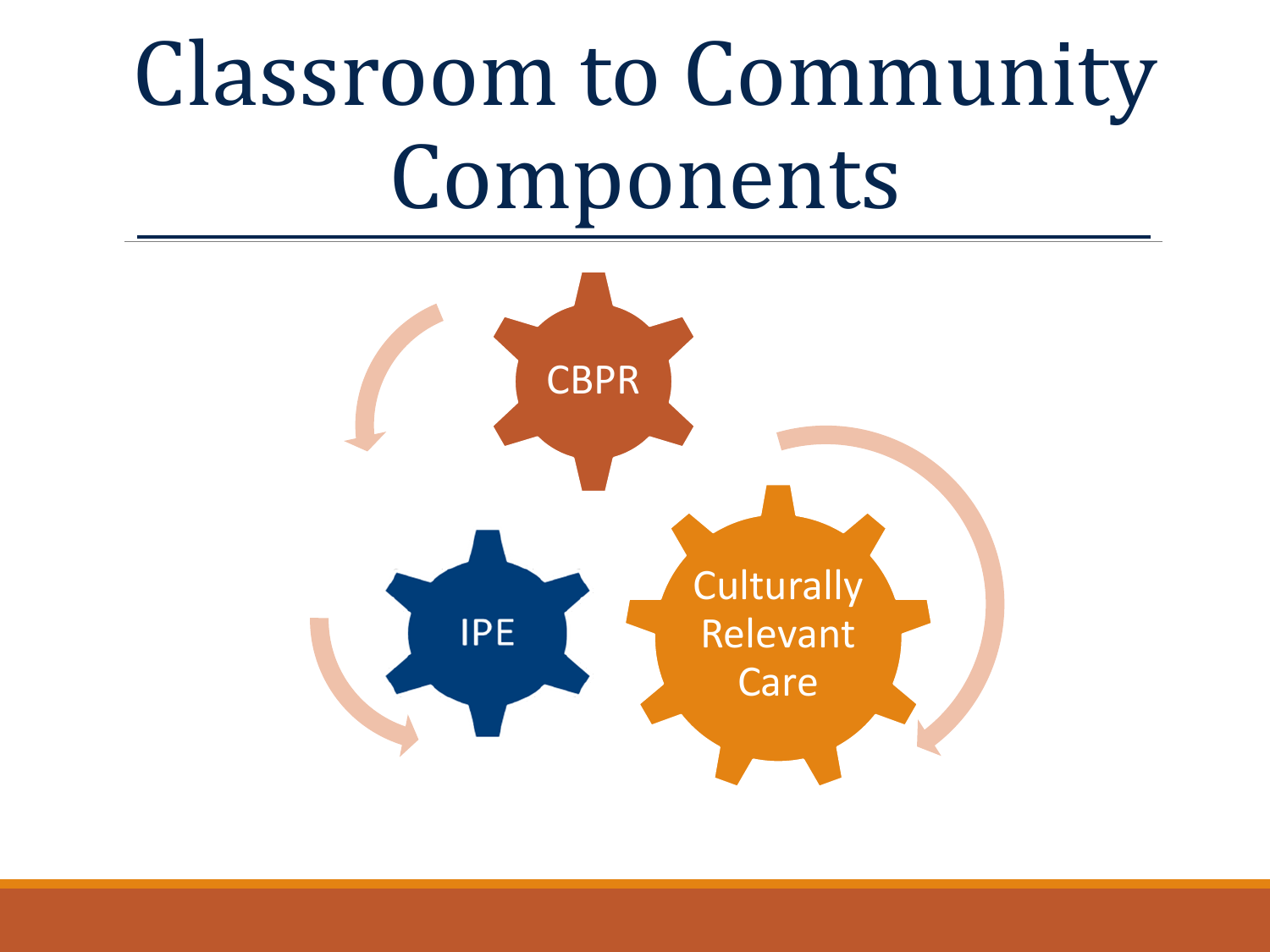# Classroom to Community Components

- CBPR
- IPE
- Culturally Relevant Care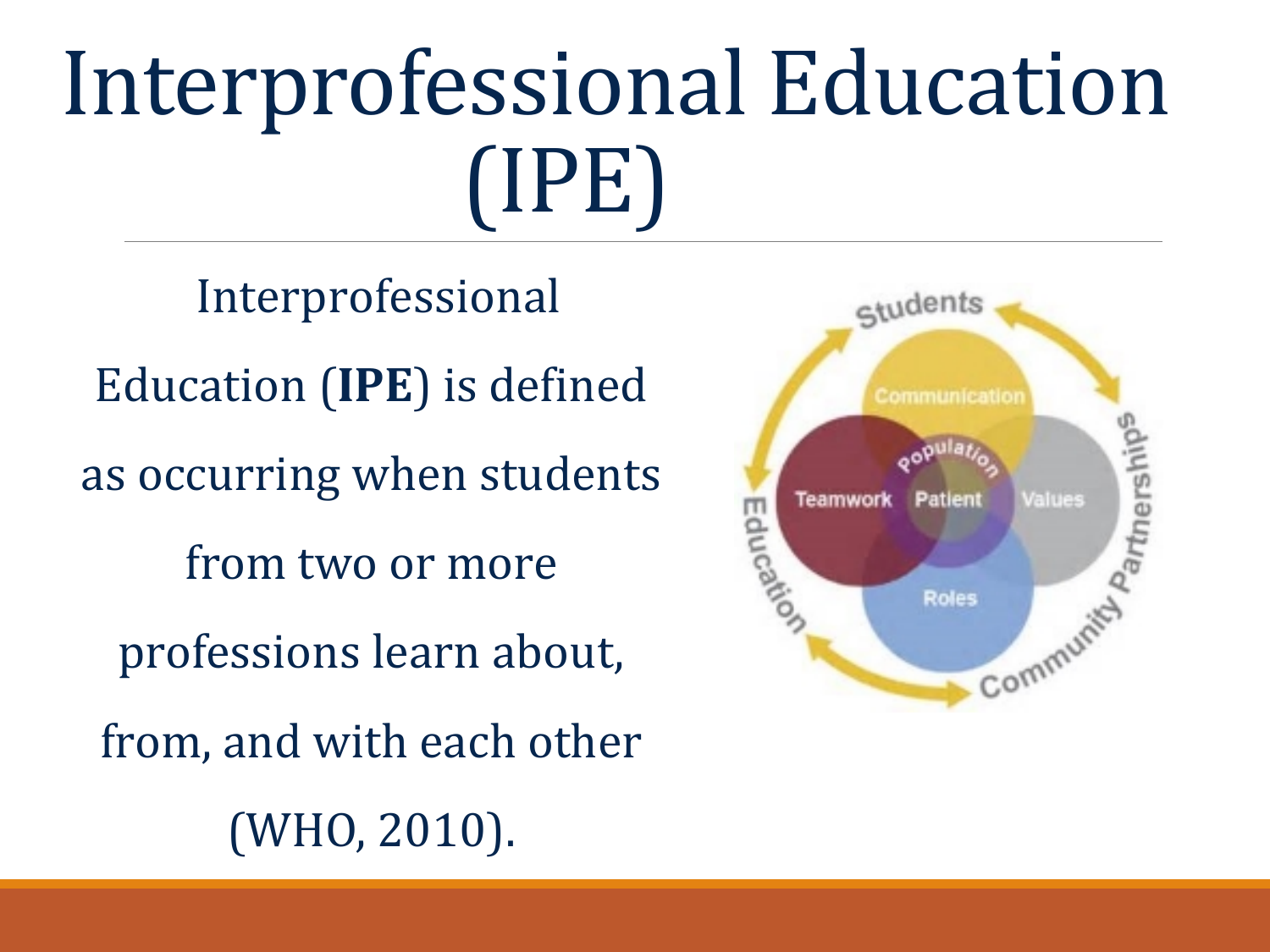# Interprofessional Education (IPE)

Interprofessional Education (**IPE**) is defined as occurring when students from two or more professions learn about, from, and with each other (WHO, 2010).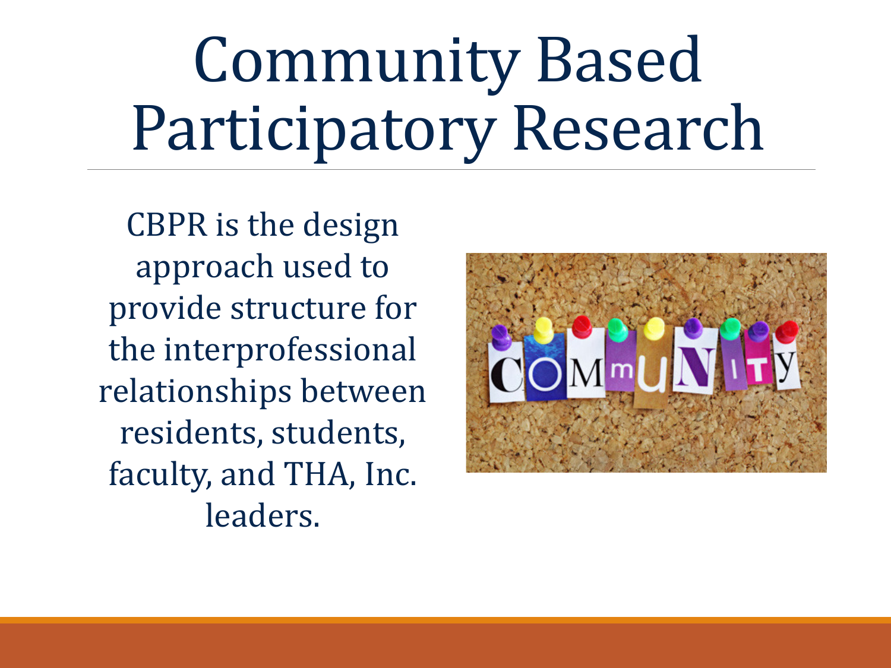# Community Based Participatory Research

CBPR is the design approach used to provide structure for the interprofessional relationships between residents, students, faculty, and THA, Inc. leaders.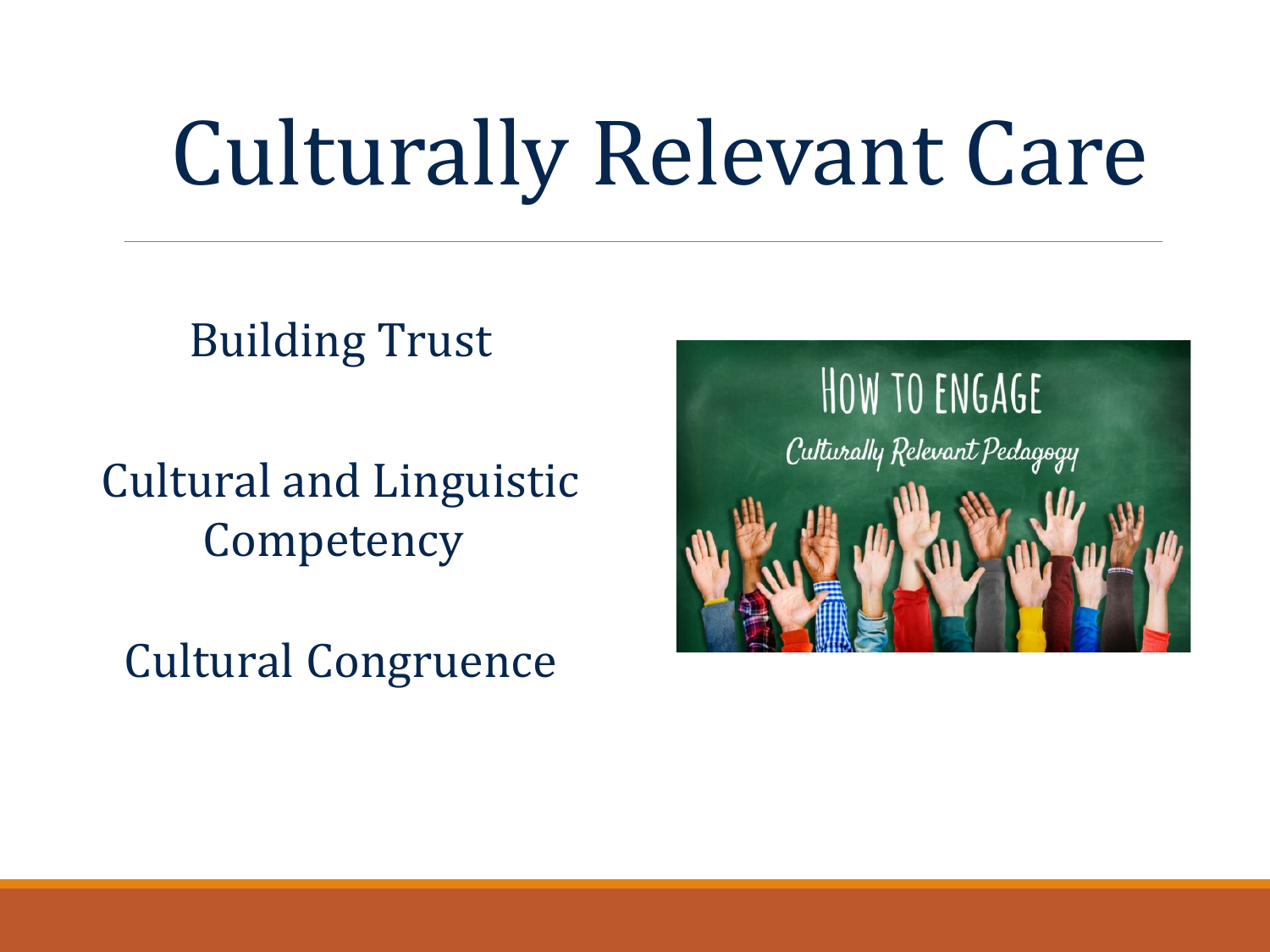# Culturally Relevant Care

Building Trust

Cultural and Linguistic Competency

Cultural Congruence

HOW TO ENGAGE

Culturally Relevant Pedagogy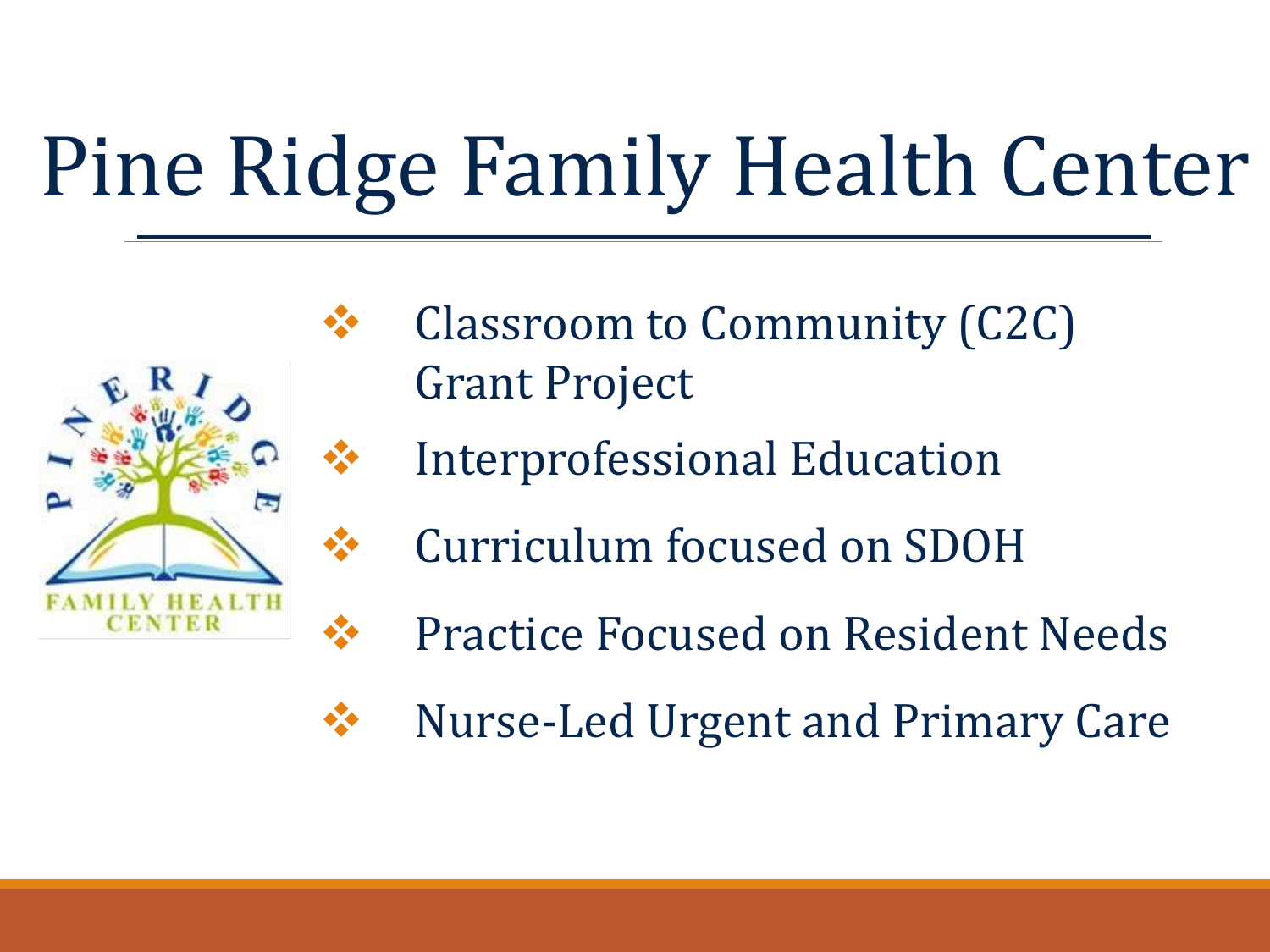# Pine Ridge Family Health Center

- Classroom to Community (C2C) Grant Project
- Interprofessional Education
- Curriculum focused on SDOH
- Practice Focused on Resident Needs
- Nurse-Led Urgent and Primary Care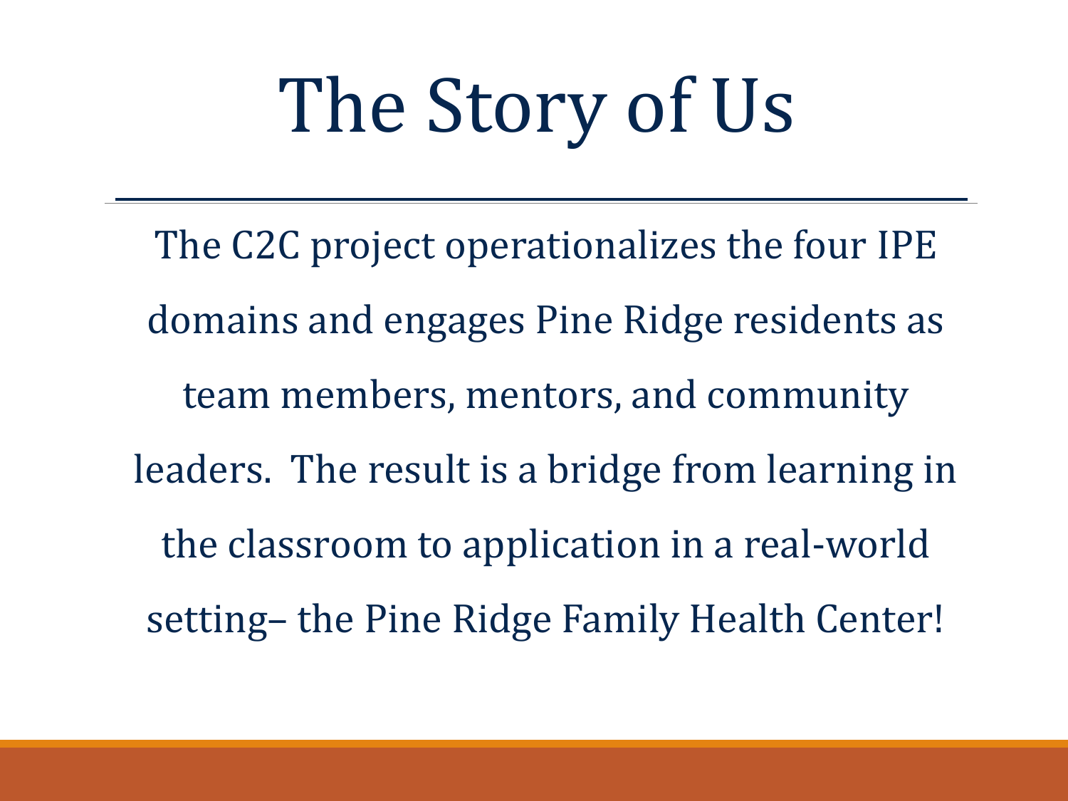# The Story of Us

The C2C project operationalizes the four IPE domains and engages Pine Ridge residents as team members, mentors, and community leaders. The result is a bridge from learning in the classroom to application in a real-world setting– the Pine Ridge Family Health Center!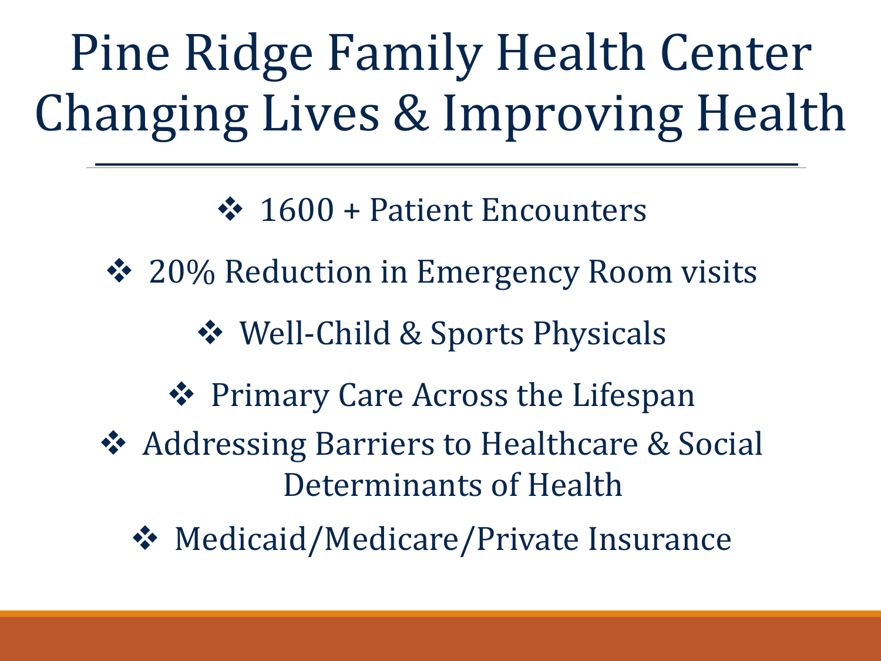# Pine Ridge Family Health Center Changing Lives & Improving Health

- 1600 + Patient Encounters
- 20% Reduction in Emergency Room visits
- Well-Child & Sports Physicals
- Primary Care Across the Lifespan
- Addressing Barriers to Healthcare & Social Determinants of Health
- Medicaid/Medicare/Private Insurance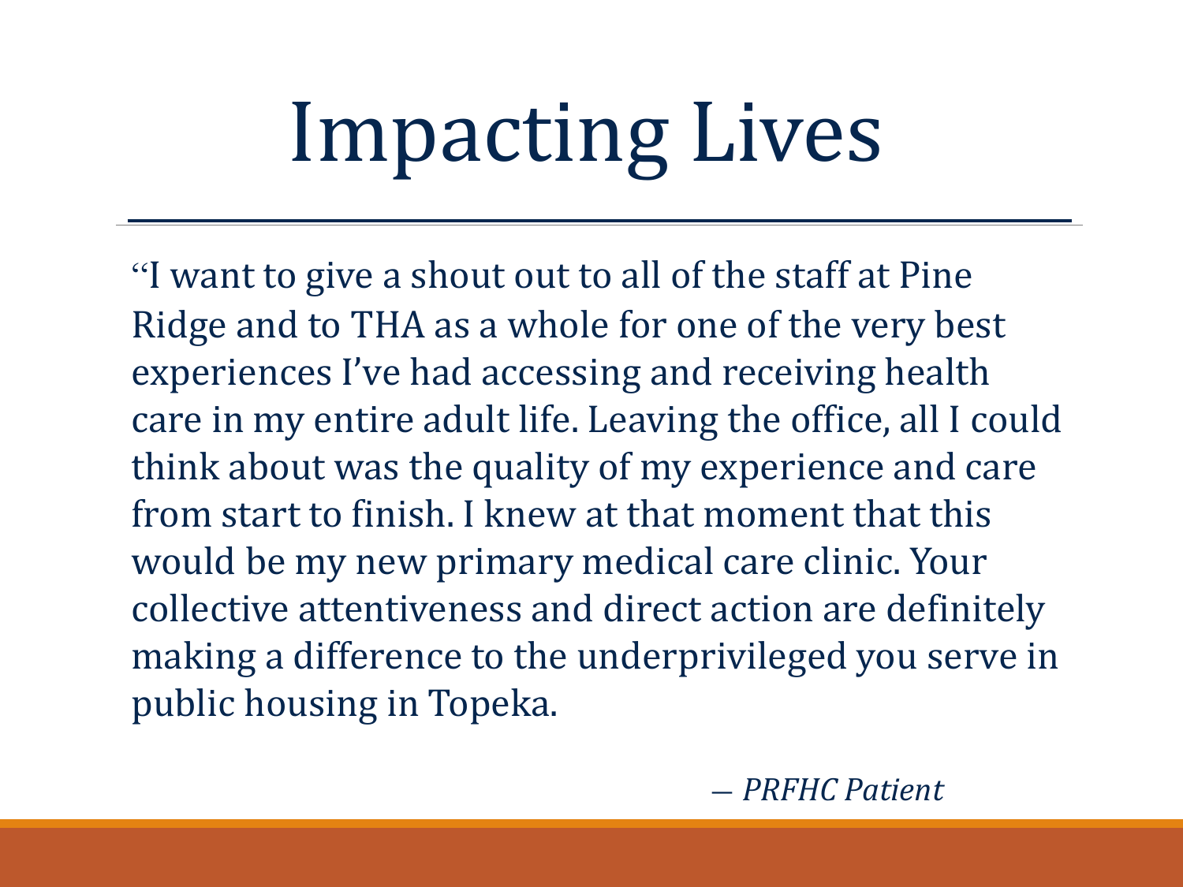# Impacting Lives

"I want to give a shout out to all of the staff at Pine Ridge and to THA as a whole for one of the very best experiences I've had accessing and receiving health care in my entire adult life. Leaving the office, all I could think about was the quality of my experience and care from start to finish. I knew at that moment that this would be my new primary medical care clinic. Your collective attentiveness and direct action are definitely making a difference to the underprivileged you serve in public housing in Topeka.

*— PRFHC Patient*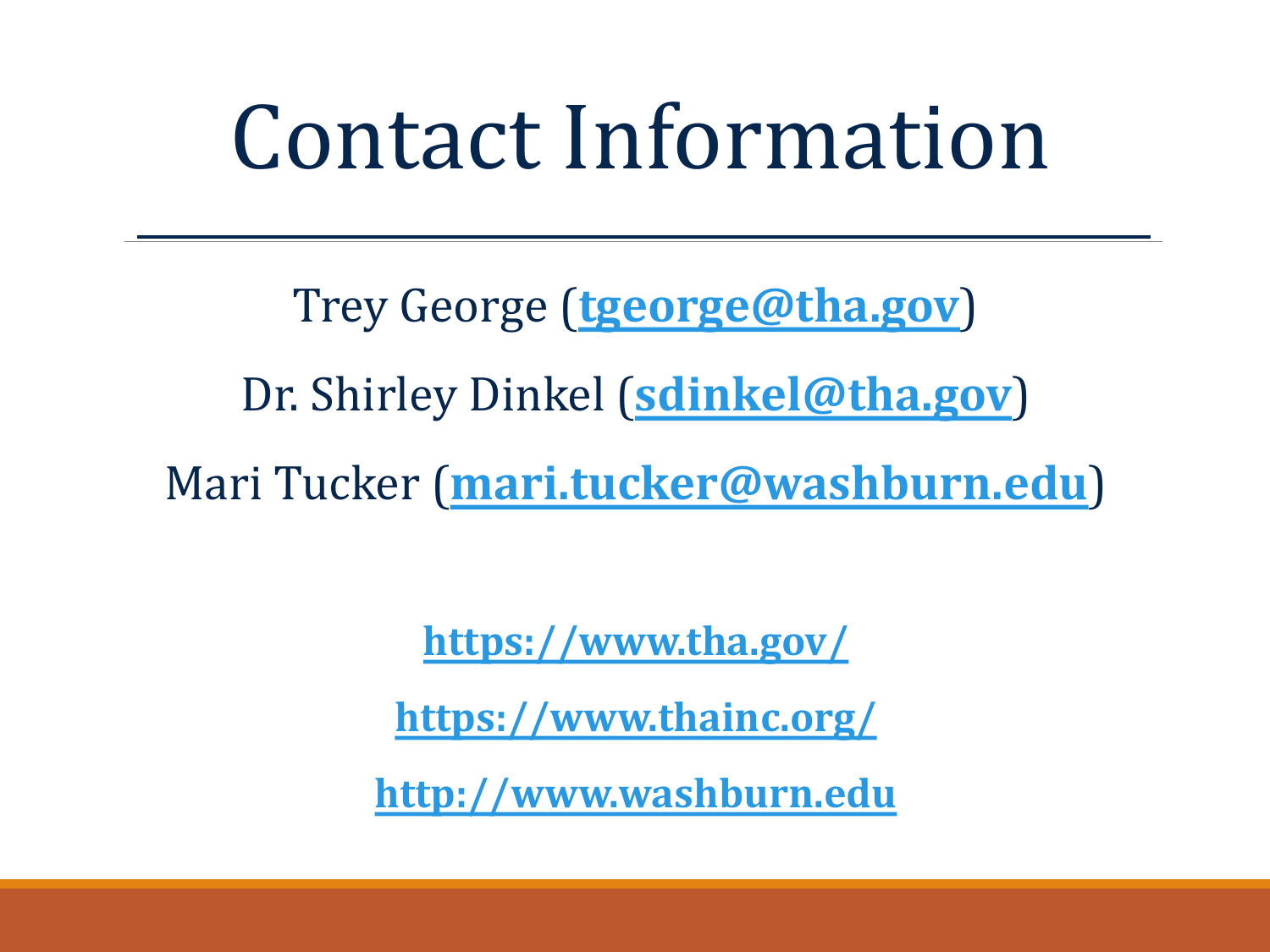# Contact Information

Trey George (**tgeorge@tha.gov**)

Dr. Shirley Dinkel (**sdinkel@tha.gov**)

Mari Tucker (**mari.tucker@washburn.edu**)

**https://www.tha.gov/**

**https://www.thainc.org/**

**http://www.washburn.edu**